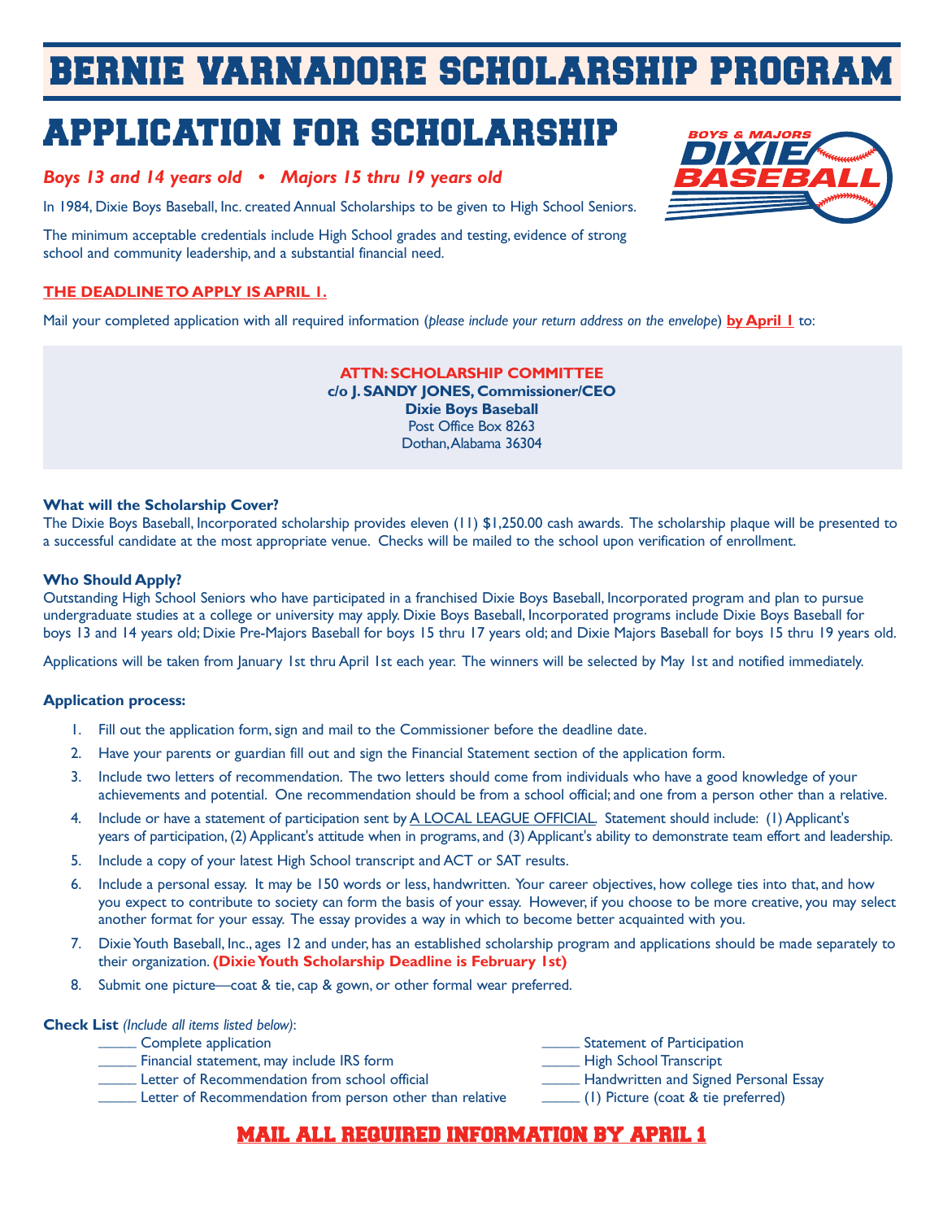# BERNIE VARNADORE SCHOLARSHIP PROGRAM

## APPLICATION FOR SCHOLARSHIP

BOYS & MAJORS DIXIE BASEBALL

*Boys 13 and 14 years old • Majors 15 thru 19 years old*

In 1984, Dixie Boys Baseball, Inc. created Annual Scholarships to be given to High School Seniors.

The minimum acceptable credentials include High School grades and testing, evidence of strong school and community leadership, and a substantial financial need.

**THE DEADLINE TO APPLY IS APRIL 1.**

Mail your completed application with all required information (*please include your return address on the envelope*) **by April 1** to:

**ATTN: SCHOLARSHIP COMMITTEE**
**c/o J. SANDY JONES, Commissioner/CEO**
**Dixie Boys Baseball**
Post Office Box 8263
Dothan, Alabama 36304

**What will the Scholarship Cover?**
The Dixie Boys Baseball, Incorporated scholarship provides eleven (11) $1,250.00 cash awards. The scholarship plaque will be presented to a successful candidate at the most appropriate venue. Checks will be mailed to the school upon verification of enrollment.

**Who Should Apply?**
Outstanding High School Seniors who have participated in a franchised Dixie Boys Baseball, Incorporated program and plan to pursue undergraduate studies at a college or university may apply. Dixie Boys Baseball, Incorporated programs include Dixie Boys Baseball for boys 13 and 14 years old; Dixie Pre-Majors Baseball for boys 15 thru 17 years old; and Dixie Majors Baseball for boys 15 thru 19 years old.

Applications will be taken from January 1st thru April 1st each year. The winners will be selected by May 1st and notified immediately.

**Application process:**

1. Fill out the application form, sign and mail to the Commissioner before the deadline date.
2. Have your parents or guardian fill out and sign the Financial Statement section of the application form.
3. Include two letters of recommendation. The two letters should come from individuals who have a good knowledge of your achievements and potential. One recommendation should be from a school official; and one from a person other than a relative.
4. Include or have a statement of participation sent by A LOCAL LEAGUE OFFICIAL. Statement should include: (1) Applicant's years of participation, (2) Applicant's attitude when in programs, and (3) Applicant's ability to demonstrate team effort and leadership.
5. Include a copy of your latest High School transcript and ACT or SAT results.
6. Include a personal essay. It may be 150 words or less, handwritten. Your career objectives, how college ties into that, and how you expect to contribute to society can form the basis of your essay. However, if you choose to be more creative, you may select another format for your essay. The essay provides a way in which to become better acquainted with you.
7. Dixie Youth Baseball, Inc., ages 12 and under, has an established scholarship program and applications should be made separately to their organization. **(Dixie Youth Scholarship Deadline is February 1st)**
8. Submit one picture—coat & tie, cap & gown, or other formal wear preferred.

**Check List** *(Include all items listed below)*:

_____ Complete application
_____ Financial statement, may include IRS form
_____ Letter of Recommendation from school official
_____ Letter of Recommendation from person other than relative
_____ Statement of Participation
_____ High School Transcript
_____ Handwritten and Signed Personal Essay
_____ (1) Picture (coat & tie preferred)

**MAIL ALL REQUIRED INFORMATION BY APRIL 1**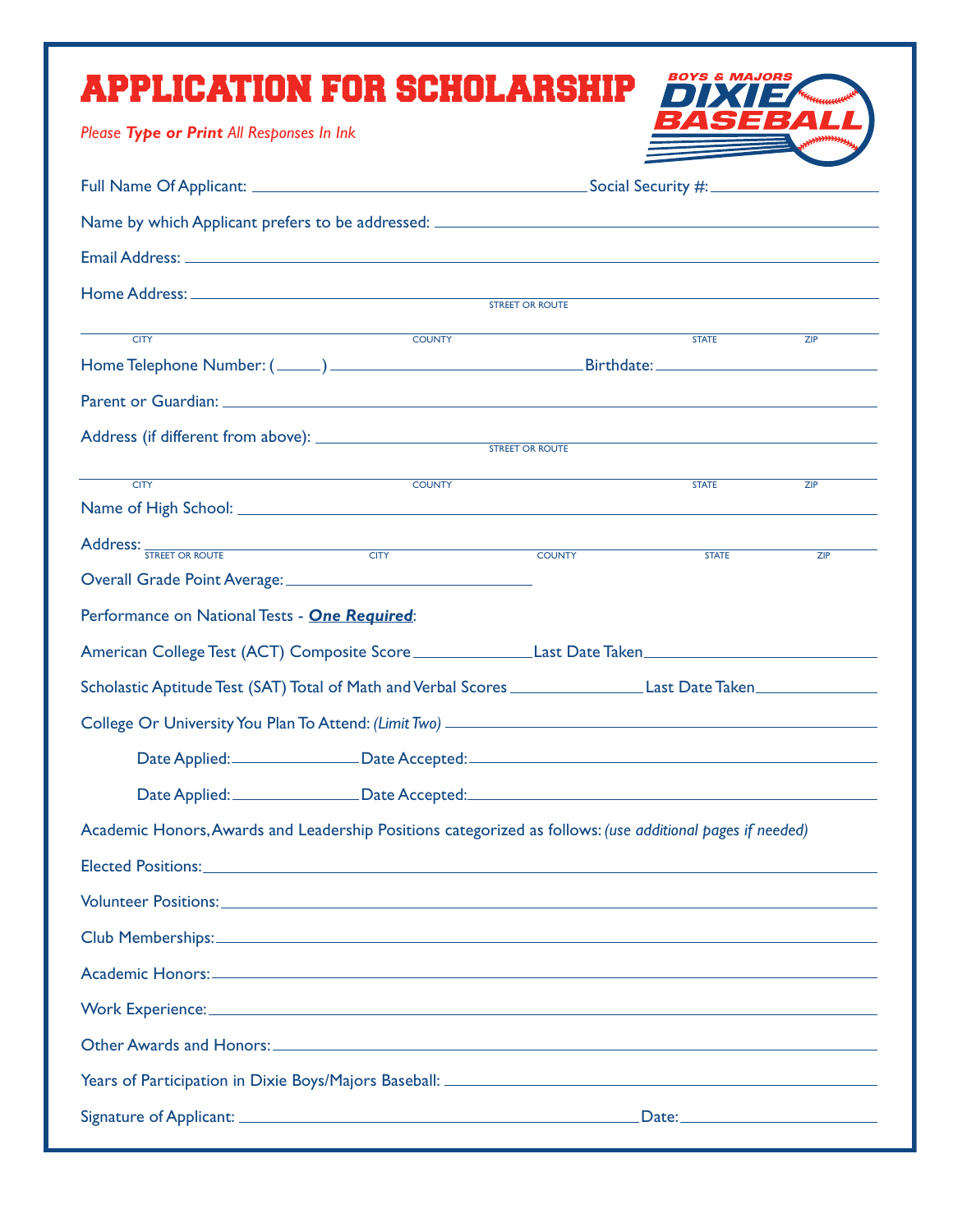# APPLICATION FOR SCHOLARSHIP

*Please* ***Type or Print*** *All Responses In Ink*

BOYS & MAJORS DIXIE BASEBALL

Full Name Of Applicant: ______________________________ Social Security #: ______________

Name by which Applicant prefers to be addressed: ______________________________

Email Address: ______________________________

Home Address: ______________________________
STREET OR ROUTE

______________________________
CITY COUNTY STATE ZIP

Home Telephone Number: (_____) ______________________ Birthdate: ______________

Parent or Guardian: ______________________________

Address (if different from above): ______________________________
STREET OR ROUTE

______________________________
CITY COUNTY STATE ZIP

Name of High School: ______________________________

Address: ______________________________
STREET OR ROUTE CITY COUNTY STATE ZIP

Overall Grade Point Average: ______________________

Performance on National Tests - ***One Required***:

American College Test (ACT) Composite Score ____________ Last Date Taken ______________

Scholastic Aptitude Test (SAT) Total of Math and Verbal Scores ____________ Last Date Taken ____________

College Or University You Plan To Attend: *(Limit Two)* ______________________________

Date Applied: ____________ Date Accepted: ______________________

Date Applied: ____________ Date Accepted: ______________________

Academic Honors, Awards and Leadership Positions categorized as follows: *(use additional pages if needed)*

Elected Positions: ______________________________

Volunteer Positions: ______________________________

Club Memberships: ______________________________

Academic Honors: ______________________________

Work Experience: ______________________________

Other Awards and Honors: ______________________________

Years of Participation in Dixie Boys/Majors Baseball: ______________________________

Signature of Applicant: ______________________________ Date: ______________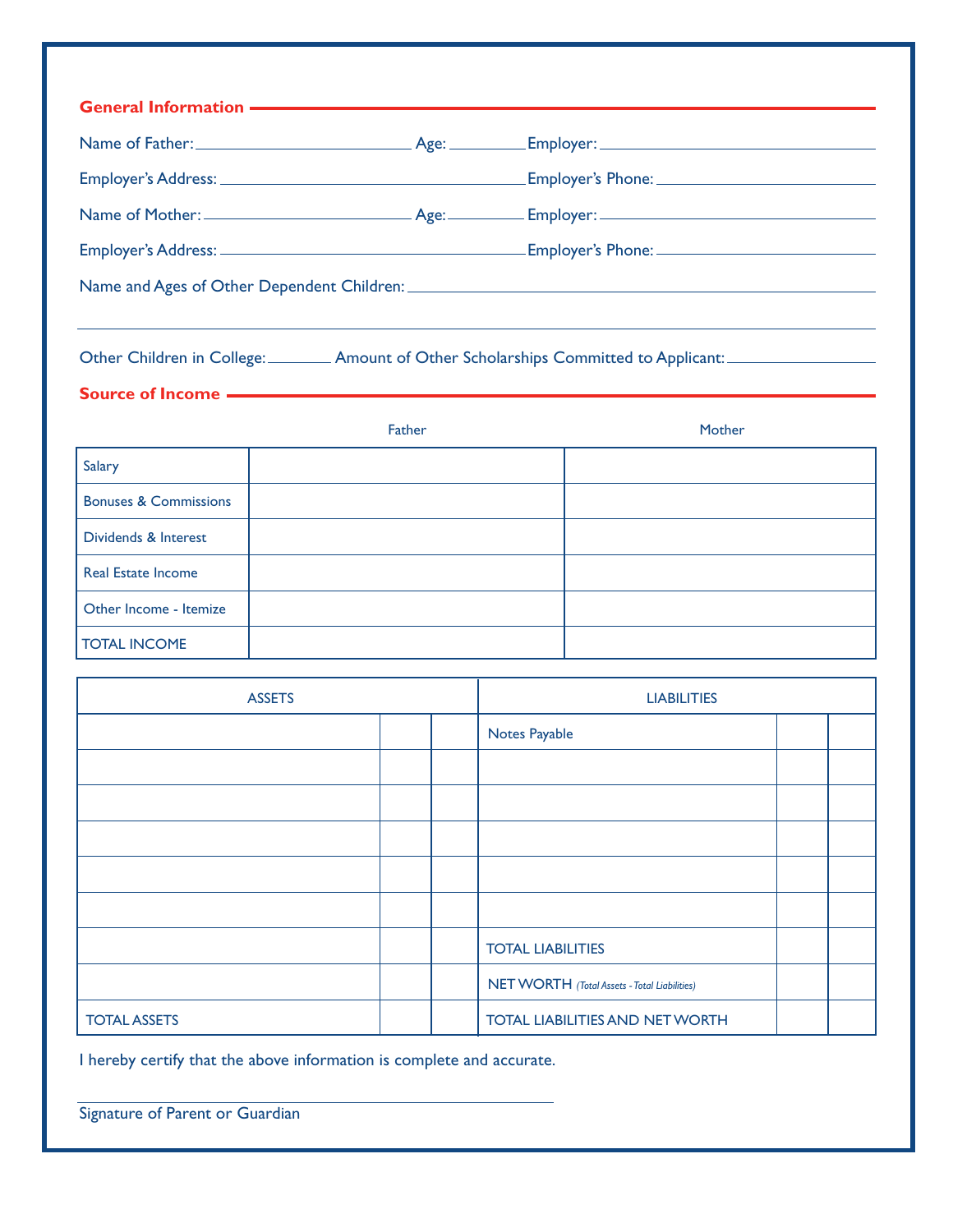## General Information

Name of Father: ______________________ Age: ________ Employer: ______________________

Employer's Address: ______________________ Employer's Phone: ______________________

Name of Mother: ______________________ Age: ________ Employer: ______________________

Employer's Address: ______________________ Employer's Phone: ______________________

Name and Ages of Other Dependent Children: ______________________

______________________

Other Children in College: ________ Amount of Other Scholarships Committed to Applicant: ______________________

## Source of Income

| | Father | Mother |
|---|---|---|
| Salary | | |
| Bonuses & Commissions | | |
| Dividends & Interest | | |
| Real Estate Income | | |
| Other Income - Itemize | | |
| TOTAL INCOME | | |

| ASSETS | | | LIABILITIES | | |
|---|---|---|---|---|---|
| | | | Notes Payable | | |
| | | | | | |
| | | | | | |
| | | | | | |
| | | | | | |
| | | | | | |
| | | | TOTAL LIABILITIES | | |
| | | | NET WORTH *(Total Assets - Total Liabilities)* | | |
| TOTAL ASSETS | | | TOTAL LIABILITIES AND NET WORTH | | |

I hereby certify that the above information is complete and accurate.

______________________

Signature of Parent or Guardian